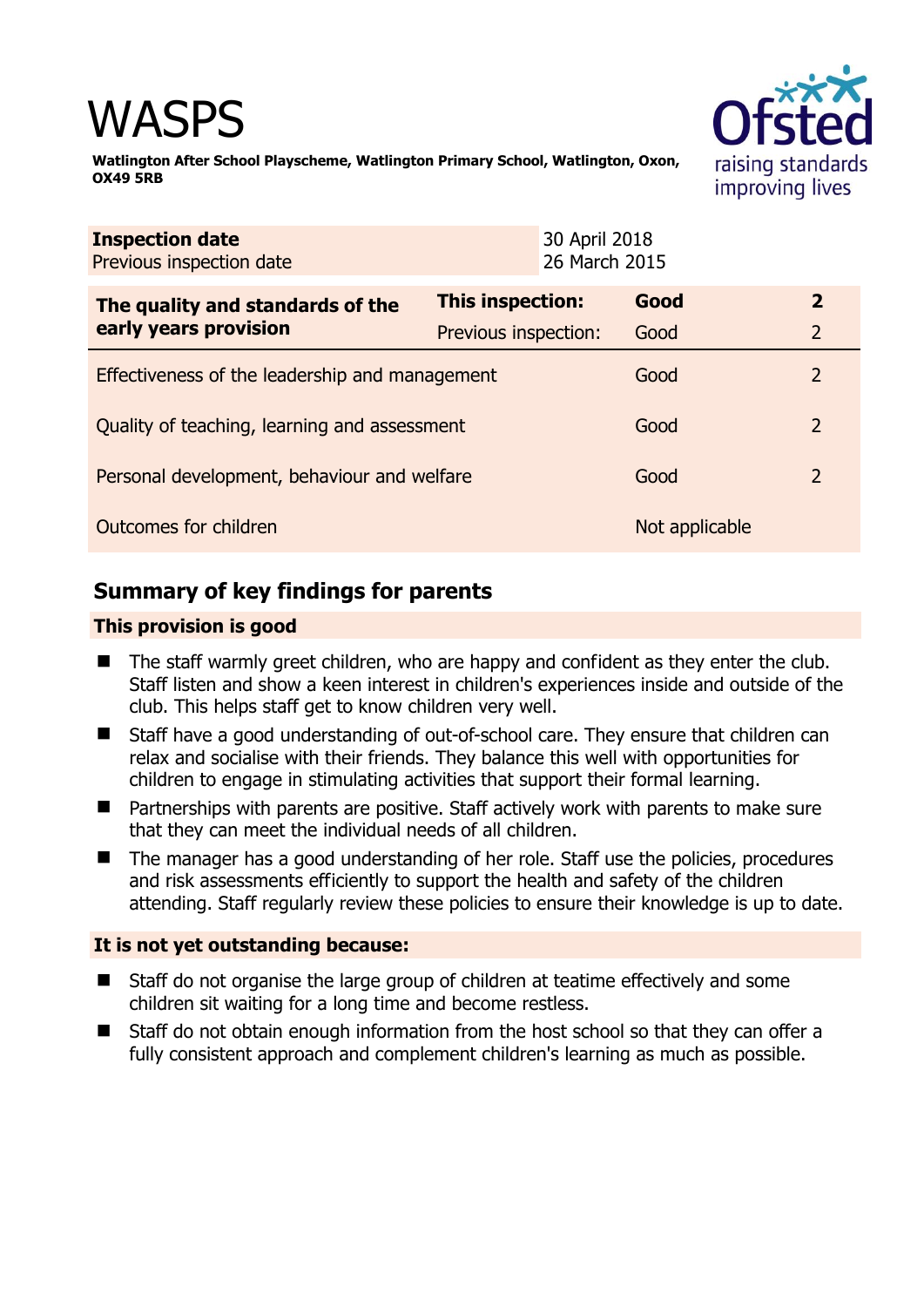# WASPS

**Watlington After School Playscheme, Watlington Primary School, Watlington, Oxon, OX49 5RB**

| **Inspection date** | 30 April 2018 |
|---|---|
| Previous inspection date | 26 March 2015 |

| **The quality and standards of the early years provision** | **This inspection:** | **Good** | **2** |
|---|---|---|---|
| | Previous inspection: | Good | 2 |
| Effectiveness of the leadership and management | | Good | 2 |
| Quality of teaching, learning and assessment | | Good | 2 |
| Personal development, behaviour and welfare | | Good | 2 |
| Outcomes for children | | Not applicable | |

## Summary of key findings for parents

### This provision is good

- The staff warmly greet children, who are happy and confident as they enter the club. Staff listen and show a keen interest in children's experiences inside and outside of the club. This helps staff get to know children very well.
- Staff have a good understanding of out-of-school care. They ensure that children can relax and socialise with their friends. They balance this well with opportunities for children to engage in stimulating activities that support their formal learning.
- Partnerships with parents are positive. Staff actively work with parents to make sure that they can meet the individual needs of all children.
- The manager has a good understanding of her role. Staff use the policies, procedures and risk assessments efficiently to support the health and safety of the children attending. Staff regularly review these policies to ensure their knowledge is up to date.

### It is not yet outstanding because:

- Staff do not organise the large group of children at teatime effectively and some children sit waiting for a long time and become restless.
- Staff do not obtain enough information from the host school so that they can offer a fully consistent approach and complement children's learning as much as possible.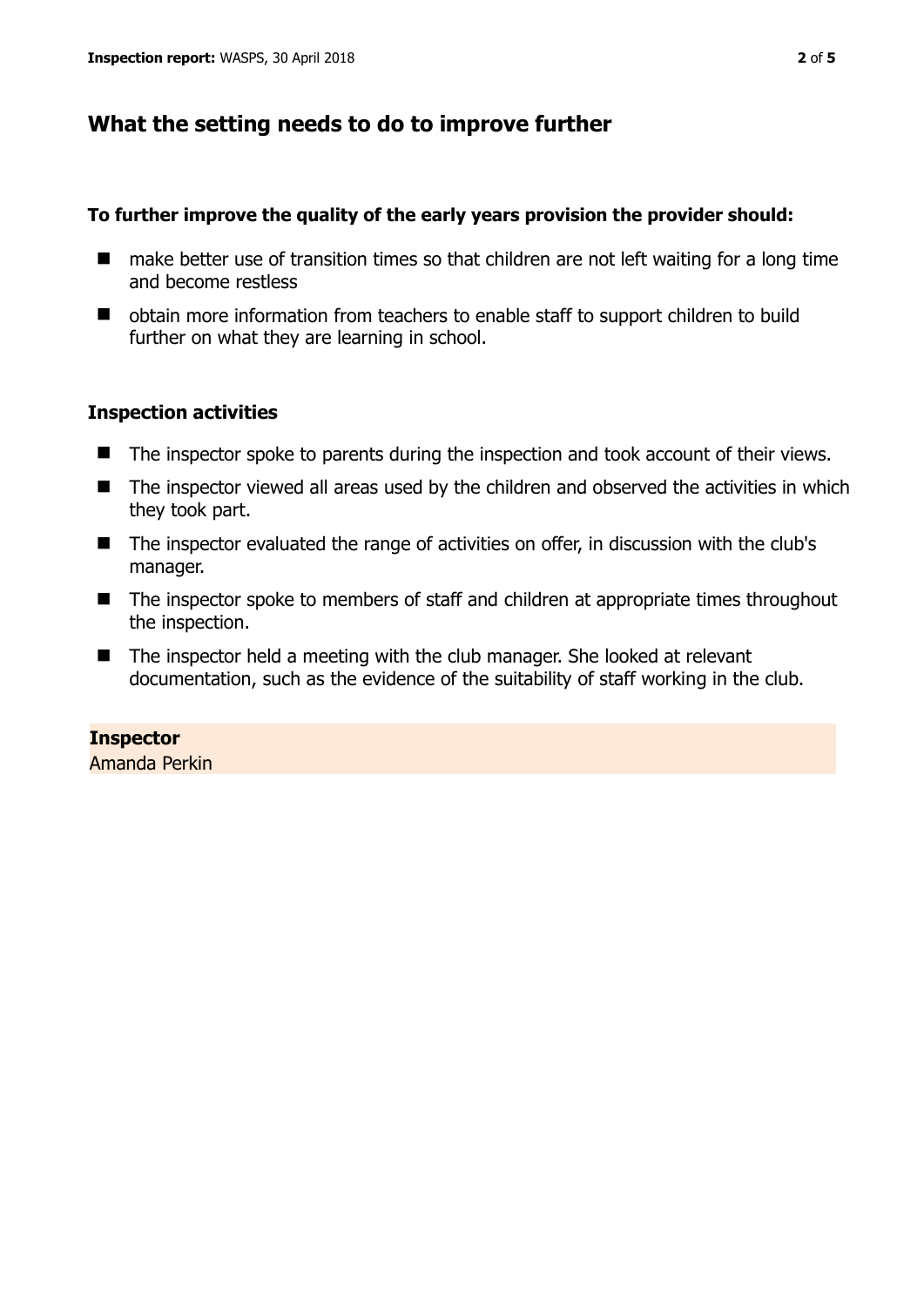## What the setting needs to do to improve further

**To further improve the quality of the early years provision the provider should:**

- make better use of transition times so that children are not left waiting for a long time and become restless
- obtain more information from teachers to enable staff to support children to build further on what they are learning in school.

### Inspection activities

- The inspector spoke to parents during the inspection and took account of their views.
- The inspector viewed all areas used by the children and observed the activities in which they took part.
- The inspector evaluated the range of activities on offer, in discussion with the club's manager.
- The inspector spoke to members of staff and children at appropriate times throughout the inspection.
- The inspector held a meeting with the club manager. She looked at relevant documentation, such as the evidence of the suitability of staff working in the club.

**Inspector**
Amanda Perkin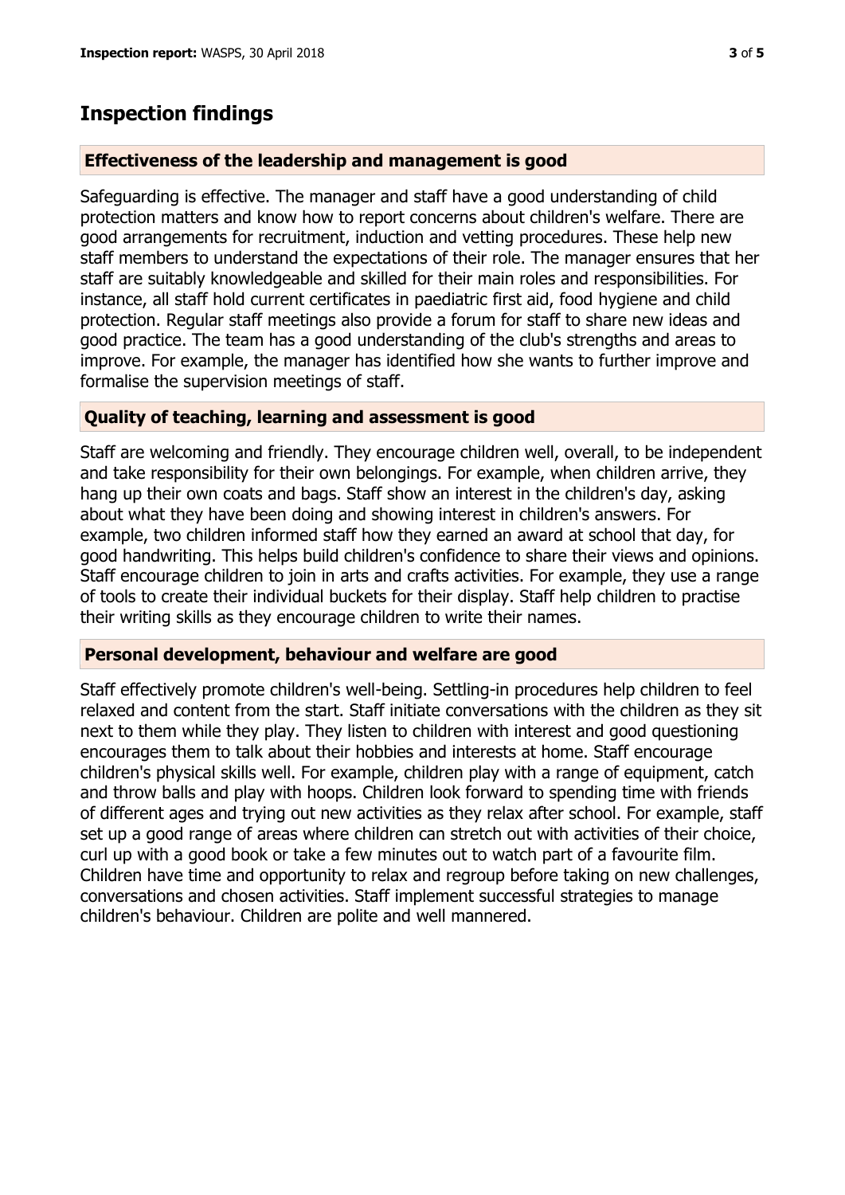## Inspection findings

### Effectiveness of the leadership and management is good

Safeguarding is effective. The manager and staff have a good understanding of child protection matters and know how to report concerns about children's welfare. There are good arrangements for recruitment, induction and vetting procedures. These help new staff members to understand the expectations of their role. The manager ensures that her staff are suitably knowledgeable and skilled for their main roles and responsibilities. For instance, all staff hold current certificates in paediatric first aid, food hygiene and child protection. Regular staff meetings also provide a forum for staff to share new ideas and good practice. The team has a good understanding of the club's strengths and areas to improve. For example, the manager has identified how she wants to further improve and formalise the supervision meetings of staff.

### Quality of teaching, learning and assessment is good

Staff are welcoming and friendly. They encourage children well, overall, to be independent and take responsibility for their own belongings. For example, when children arrive, they hang up their own coats and bags. Staff show an interest in the children's day, asking about what they have been doing and showing interest in children's answers. For example, two children informed staff how they earned an award at school that day, for good handwriting. This helps build children's confidence to share their views and opinions. Staff encourage children to join in arts and crafts activities. For example, they use a range of tools to create their individual buckets for their display. Staff help children to practise their writing skills as they encourage children to write their names.

### Personal development, behaviour and welfare are good

Staff effectively promote children's well-being. Settling-in procedures help children to feel relaxed and content from the start. Staff initiate conversations with the children as they sit next to them while they play. They listen to children with interest and good questioning encourages them to talk about their hobbies and interests at home. Staff encourage children's physical skills well. For example, children play with a range of equipment, catch and throw balls and play with hoops. Children look forward to spending time with friends of different ages and trying out new activities as they relax after school. For example, staff set up a good range of areas where children can stretch out with activities of their choice, curl up with a good book or take a few minutes out to watch part of a favourite film. Children have time and opportunity to relax and regroup before taking on new challenges, conversations and chosen activities. Staff implement successful strategies to manage children's behaviour. Children are polite and well mannered.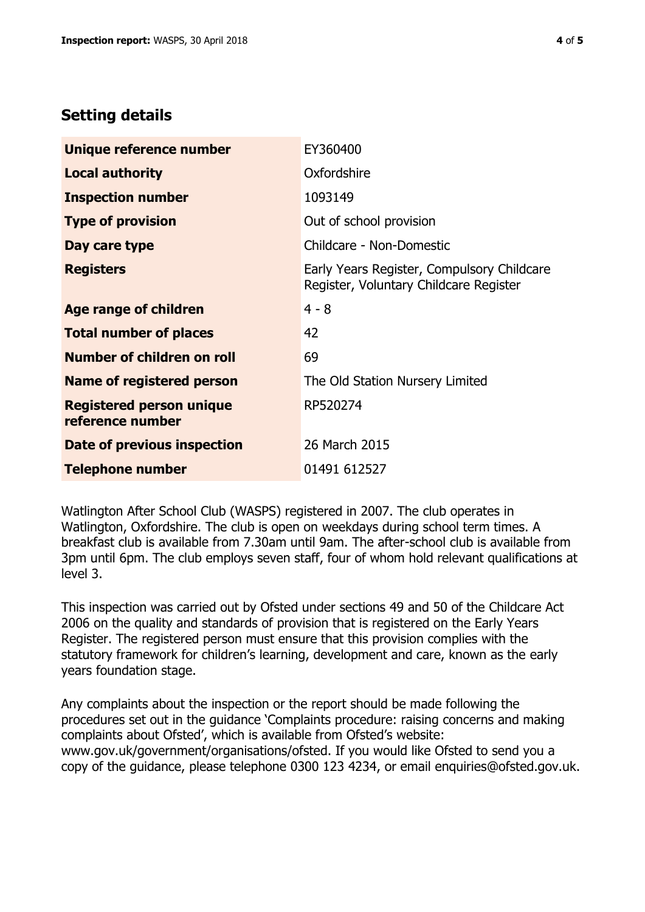## Setting details

| | |
|---|---|
| **Unique reference number** | EY360400 |
| **Local authority** | Oxfordshire |
| **Inspection number** | 1093149 |
| **Type of provision** | Out of school provision |
| **Day care type** | Childcare - Non-Domestic |
| **Registers** | Early Years Register, Compulsory Childcare Register, Voluntary Childcare Register |
| **Age range of children** | 4 - 8 |
| **Total number of places** | 42 |
| **Number of children on roll** | 69 |
| **Name of registered person** | The Old Station Nursery Limited |
| **Registered person unique reference number** | RP520274 |
| **Date of previous inspection** | 26 March 2015 |
| **Telephone number** | 01491 612527 |

Watlington After School Club (WASPS) registered in 2007. The club operates in Watlington, Oxfordshire. The club is open on weekdays during school term times. A breakfast club is available from 7.30am until 9am. The after-school club is available from 3pm until 6pm. The club employs seven staff, four of whom hold relevant qualifications at level 3.

This inspection was carried out by Ofsted under sections 49 and 50 of the Childcare Act 2006 on the quality and standards of provision that is registered on the Early Years Register. The registered person must ensure that this provision complies with the statutory framework for children's learning, development and care, known as the early years foundation stage.

Any complaints about the inspection or the report should be made following the procedures set out in the guidance 'Complaints procedure: raising concerns and making complaints about Ofsted', which is available from Ofsted's website: www.gov.uk/government/organisations/ofsted. If you would like Ofsted to send you a copy of the guidance, please telephone 0300 123 4234, or email enquiries@ofsted.gov.uk.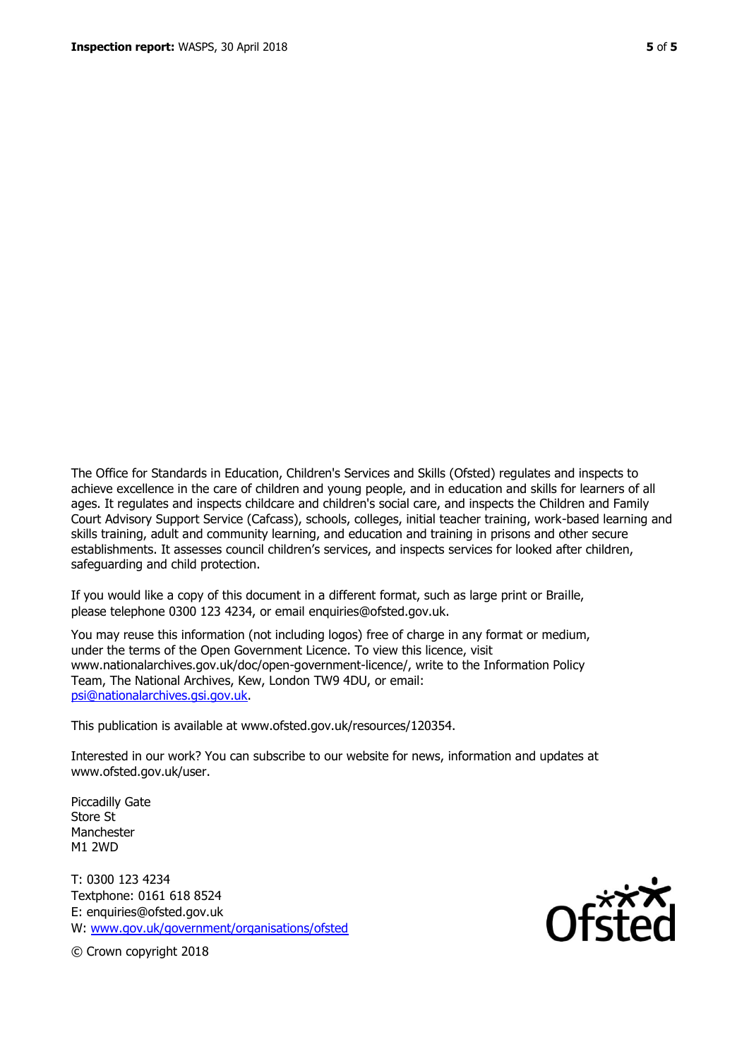The Office for Standards in Education, Children's Services and Skills (Ofsted) regulates and inspects to achieve excellence in the care of children and young people, and in education and skills for learners of all ages. It regulates and inspects childcare and children's social care, and inspects the Children and Family Court Advisory Support Service (Cafcass), schools, colleges, initial teacher training, work-based learning and skills training, adult and community learning, and education and training in prisons and other secure establishments. It assesses council children's services, and inspects services for looked after children, safeguarding and child protection.

If you would like a copy of this document in a different format, such as large print or Braille, please telephone 0300 123 4234, or email enquiries@ofsted.gov.uk.

You may reuse this information (not including logos) free of charge in any format or medium, under the terms of the Open Government Licence. To view this licence, visit www.nationalarchives.gov.uk/doc/open-government-licence/, write to the Information Policy Team, The National Archives, Kew, London TW9 4DU, or email: psi@nationalarchives.gsi.gov.uk.

This publication is available at www.ofsted.gov.uk/resources/120354.

Interested in our work? You can subscribe to our website for news, information and updates at www.ofsted.gov.uk/user.

Piccadilly Gate
Store St
Manchester
M1 2WD

T: 0300 123 4234
Textphone: 0161 618 8524
E: enquiries@ofsted.gov.uk
W: www.gov.uk/government/organisations/ofsted

© Crown copyright 2018